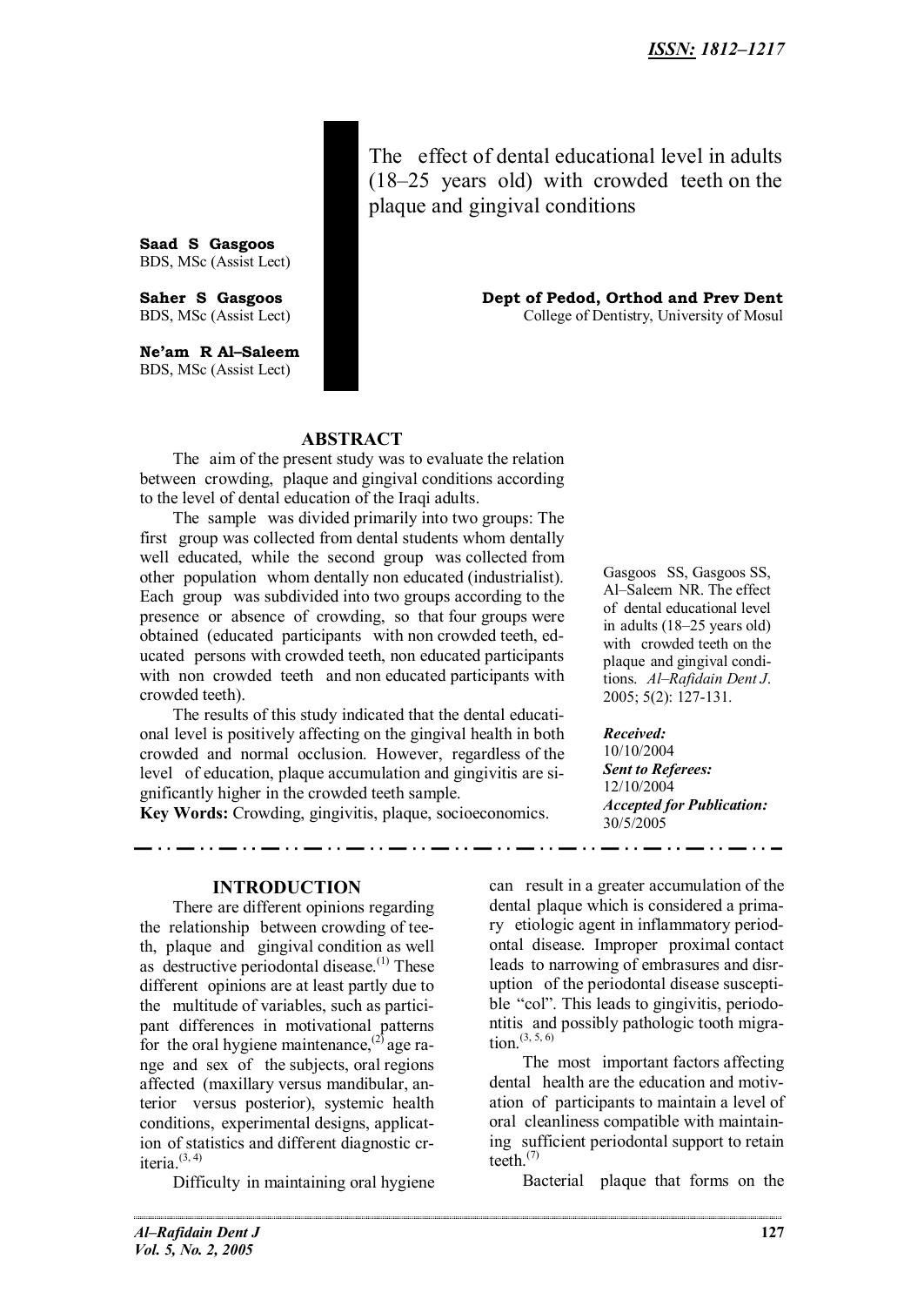ISSN: 1812–1217

# The effect of dental educational level in adults (18–25 years old) with crowded teeth on the plaque and gingival conditions

**Saad S Gasgoos**
BDS, MSc (Assist Lect)

**Saher S Gasgoos**
BDS, MSc (Assist Lect)

**Ne'am R Al–Saleem**
BDS, MSc (Assist Lect)

**Dept of Pedod, Orthod and Prev Dent**
College of Dentistry, University of Mosul

## ABSTRACT

The aim of the present study was to evaluate the relation between crowding, plaque and gingival conditions according to the level of dental education of the Iraqi adults.

The sample was divided primarily into two groups: The first group was collected from dental students whom dentally well educated, while the second group was collected from other population whom dentally non educated (industrialist). Each group was subdivided into two groups according to the presence or absence of crowding, so that four groups were obtained (educated participants with non crowded teeth, educated persons with crowded teeth, non educated participants with non crowded teeth and non educated participants with crowded teeth).

The results of this study indicated that the dental educational level is positively affecting on the gingival health in both crowded and normal occlusion. However, regardless of the level of education, plaque accumulation and gingivitis are significantly higher in the crowded teeth sample.

**Key Words:** Crowding, gingivitis, plaque, socioeconomics.

Gasgoos SS, Gasgoos SS, Al–Saleem NR. The effect of dental educational level in adults (18–25 years old) with crowded teeth on the plaque and gingival conditions. *Al–Rafidain Dent J*. 2005; 5(2): 127-131.

***Received:*** 10/10/2004
***Sent to Referees:*** 12/10/2004
***Accepted for Publication:*** 30/5/2005

## INTRODUCTION

There are different opinions regarding the relationship between crowding of teeth, plaque and gingival condition as well as destructive periodontal disease.[1] These different opinions are at least partly due to the multitude of variables, such as participant differences in motivational patterns for the oral hygiene maintenance,[2] age range and sex of the subjects, oral regions affected (maxillary versus mandibular, anterior versus posterior), systemic health conditions, experimental designs, application of statistics and different diagnostic criteria.[3, 4]

Difficulty in maintaining oral hygiene can result in a greater accumulation of the dental plaque which is considered a primary etiologic agent in inflammatory periodontal disease. Improper proximal contact leads to narrowing of embrasures and disruption of the periodontal disease susceptible "col". This leads to gingivitis, periodontitis and possibly pathologic tooth migration.[3, 5, 6]

The most important factors affecting dental health are the education and motivation of participants to maintain a level of oral cleanliness compatible with maintaining sufficient periodontal support to retain teeth.[7]

Bacterial plaque that forms on the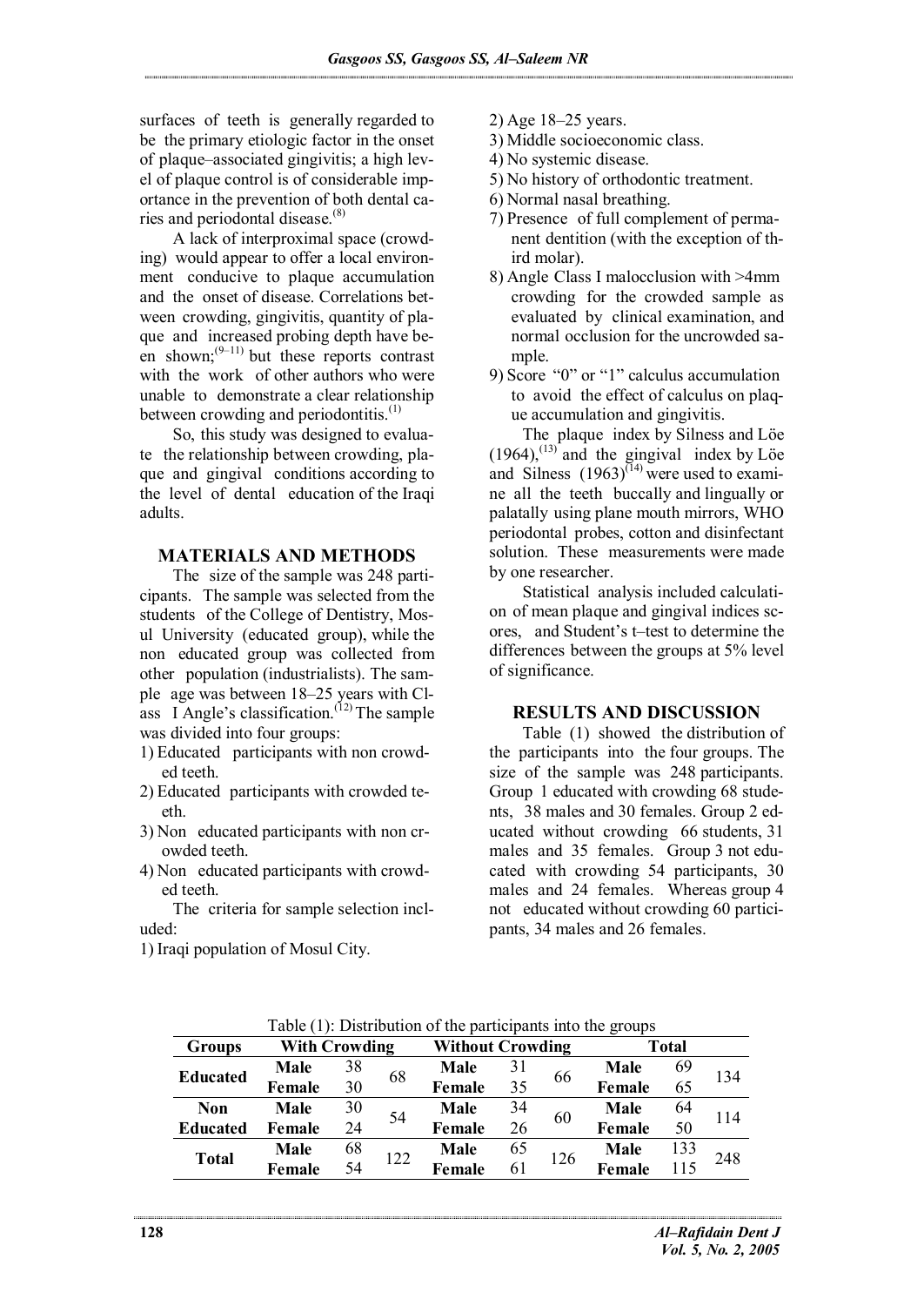surfaces of teeth is generally regarded to be the primary etiologic factor in the onset of plaque–associated gingivitis; a high level of plaque control is of considerable importance in the prevention of both dental caries and periodontal disease.[8]

A lack of interproximal space (crowding) would appear to offer a local environment conducive to plaque accumulation and the onset of disease. Correlations between crowding, gingivitis, quantity of plaque and increased probing depth have been shown;[9–11] but these reports contrast with the work of other authors who were unable to demonstrate a clear relationship between crowding and periodontitis.[1]

So, this study was designed to evaluate the relationship between crowding, plaque and gingival conditions according to the level of dental education of the Iraqi adults.

## MATERIALS AND METHODS

The size of the sample was 248 participants. The sample was selected from the students of the College of Dentistry, Mosul University (educated group), while the non educated group was collected from other population (industrialists). The sample age was between 18–25 years with Class I Angle's classification.[12] The sample was divided into four groups:

1) Educated participants with non crowded teeth.
2) Educated participants with crowded teeth.
3) Non educated participants with non crowded teeth.
4) Non educated participants with crowded teeth.

The criteria for sample selection included:

1) Iraqi population of Mosul City.
2) Age 18–25 years.
3) Middle socioeconomic class.
4) No systemic disease.
5) No history of orthodontic treatment.
6) Normal nasal breathing.
7) Presence of full complement of permanent dentition (with the exception of third molar).
8) Angle Class I malocclusion with >4mm crowding for the crowded sample as evaluated by clinical examination, and normal occlusion for the uncrowded sample.
9) Score "0" or "1" calculus accumulation to avoid the effect of calculus on plaque accumulation and gingivitis.

The plaque index by Silness and Löe (1964),[13] and the gingival index by Löe and Silness (1963)[14] were used to examine all the teeth buccally and lingually or palatally using plane mouth mirrors, WHO periodontal probes, cotton and disinfectant solution. These measurements were made by one researcher.

Statistical analysis included calculation of mean plaque and gingival indices scores, and Student's t–test to determine the differences between the groups at 5% level of significance.

## RESULTS AND DISCUSSION

Table (1) showed the distribution of the participants into the four groups. The size of the sample was 248 participants. Group 1 educated with crowding 68 students, 38 males and 30 females. Group 2 educated without crowding 66 students, 31 males and 35 females. Group 3 not educated with crowding 54 participants, 30 males and 24 females. Whereas group 4 not educated without crowding 60 participants, 34 males and 26 females.

Table (1): Distribution of the participants into the groups

| Groups | With Crowding | | | Without Crowding | | | Total | | |
|---|---|---|---|---|---|---|---|---|---|
| Educated | Male | 38 | 68 | Male | 31 | 66 | Male | 69 | 134 |
| | Female | 30 | | Female | 35 | | Female | 65 | |
| Non Educated | Male | 30 | 54 | Male | 34 | 60 | Male | 64 | 114 |
| | Female | 24 | | Female | 26 | | Female | 50 | |
| Total | Male | 68 | 122 | Male | 65 | 126 | Male | 133 | 248 |
| | Female | 54 | | Female | 61 | | Female | 115 | |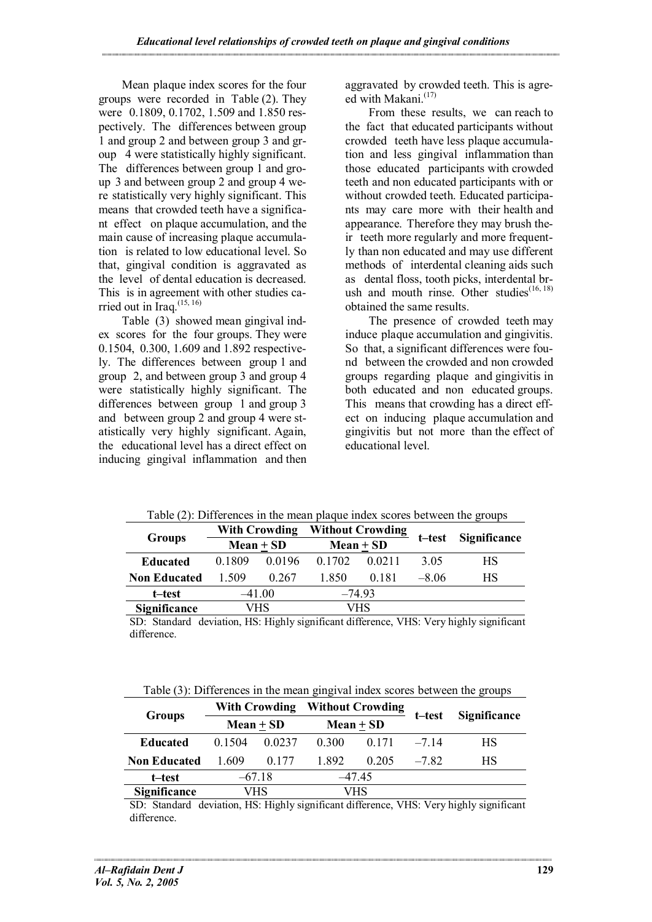Mean plaque index scores for the four groups were recorded in Table (2). They were 0.1809, 0.1702, 1.509 and 1.850 respectively. The differences between group 1 and group 2 and between group 3 and group 4 were statistically highly significant. The differences between group 1 and group 3 and between group 2 and group 4 were statistically very highly significant. This means that crowded teeth have a significant effect on plaque accumulation, and the main cause of increasing plaque accumulation is related to low educational level. So that, gingival condition is aggravated as the level of dental education is decreased. This is in agreement with other studies carried out in Iraq.[15, 16]

Table (3) showed mean gingival index scores for the four groups. They were 0.1504, 0.300, 1.609 and 1.892 respectively. The differences between group 1 and group 2, and between group 3 and group 4 were statistically highly significant. The differences between group 1 and group 3 and between group 2 and group 4 were statistically very highly significant. Again, the educational level has a direct effect on inducing gingival inflammation and then aggravated by crowded teeth. This is agreed with Makani.[17]

From these results, we can reach to the fact that educated participants without crowded teeth have less plaque accumulation and less gingival inflammation than those educated participants with crowded teeth and non educated participants with or without crowded teeth. Educated participants may care more with their health and appearance. Therefore they may brush their teeth more regularly and more frequently than non educated and may use different methods of interdental cleaning aids such as dental floss, tooth picks, interdental brush and mouth rinse. Other studies[16, 18] obtained the same results.

The presence of crowded teeth may induce plaque accumulation and gingivitis. So that, a significant differences were found between the crowded and non crowded groups regarding plaque and gingivitis in both educated and non educated groups. This means that crowding has a direct effect on inducing plaque accumulation and gingivitis but not more than the effect of educational level.

Table (2): Differences in the mean plaque index scores between the groups

| Groups | With Crowding | | Without Crowding | | t–test | Significance |
|---|---|---|---|---|---|---|
| | Mean ± SD | | Mean ± SD | | | |
| **Educated** | 0.1809 | 0.0196 | 0.1702 | 0.0211 | 3.05 | HS |
| **Non Educated** | 1.509 | 0.267 | 1.850 | 0.181 | –8.06 | HS |
| **t–test** | –41.00 | | –74.93 | | | |
| **Significance** | VHS | | VHS | | | |

SD: Standard deviation, HS: Highly significant difference, VHS: Very highly significant difference.

Table (3): Differences in the mean gingival index scores between the groups

| Groups | With Crowding | | Without Crowding | | t–test | Significance |
|---|---|---|---|---|---|---|
| | Mean ± SD | | Mean ± SD | | | |
| **Educated** | 0.1504 | 0.0237 | 0.300 | 0.171 | –7.14 | HS |
| **Non Educated** | 1.609 | 0.177 | 1.892 | 0.205 | –7.82 | HS |
| **t–test** | –67.18 | | –47.45 | | | |
| **Significance** | VHS | | VHS | | | |

SD: Standard deviation, HS: Highly significant difference, VHS: Very highly significant difference.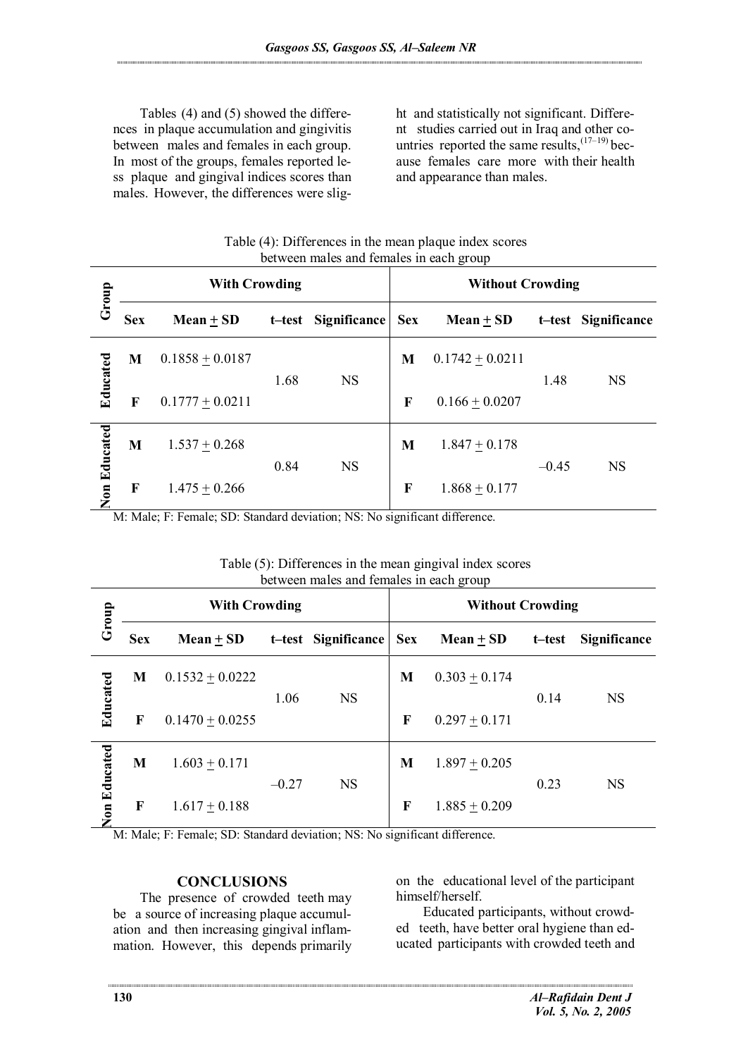Tables (4) and (5) showed the differences in plaque accumulation and gingivitis between males and females in each group. In most of the groups, females reported less plaque and gingival indices scores than males. However, the differences were slight and statistically not significant. Different studies carried out in Iraq and other countries reported the same results,[17–19] because females care more with their health and appearance than males.

Table (4): Differences in the mean plaque index scores between males and females in each group

| Group | With Crowding | | | | Without Crowding | | | |
|---|---|---|---|---|---|---|---|---|
| | Sex | Mean ± SD | t–test | Significance | Sex | Mean ± SD | t–test | Significance |
| Educated | M | 0.1858 ± 0.0187 | 1.68 | NS | M | 0.1742 ± 0.0211 | 1.48 | NS |
| | F | 0.1777 ± 0.0211 | | | F | 0.166 ± 0.0207 | | |
| Non Educated | M | 1.537 ± 0.268 | 0.84 | NS | M | 1.847 ± 0.178 | –0.45 | NS |
| | F | 1.475 ± 0.266 | | | F | 1.868 ± 0.177 | | |

M: Male; F: Female; SD: Standard deviation; NS: No significant difference.

Table (5): Differences in the mean gingival index scores between males and females in each group

| Group | With Crowding | | | | Without Crowding | | | |
|---|---|---|---|---|---|---|---|---|
| | Sex | Mean ± SD | t–test | Significance | Sex | Mean ± SD | t–test | Significance |
| Educated | M | 0.1532 ± 0.0222 | 1.06 | NS | M | 0.303 ± 0.174 | 0.14 | NS |
| | F | 0.1470 ± 0.0255 | | | F | 0.297 ± 0.171 | | |
| Non Educated | M | 1.603 ± 0.171 | –0.27 | NS | M | 1.897 ± 0.205 | 0.23 | NS |
| | F | 1.617 ± 0.188 | | | F | 1.885 ± 0.209 | | |

M: Male; F: Female; SD: Standard deviation; NS: No significant difference.

## CONCLUSIONS

The presence of crowded teeth may be a source of increasing plaque accumulation and then increasing gingival inflammation. However, this depends primarily on the educational level of the participant himself/herself.

Educated participants, without crowded teeth, have better oral hygiene than educated participants with crowded teeth and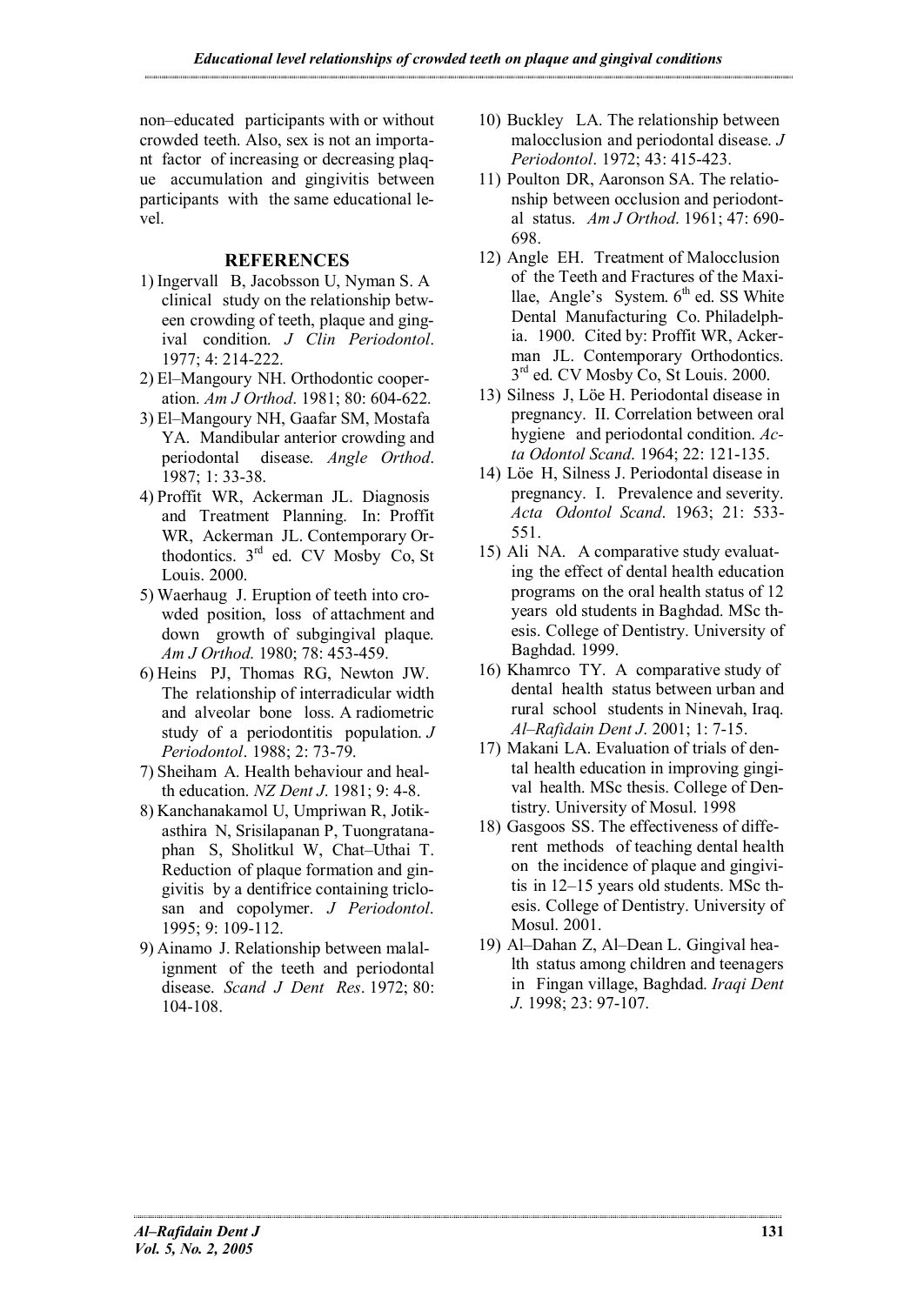non–educated participants with or without crowded teeth. Also, sex is not an important factor of increasing or decreasing plaque accumulation and gingivitis between participants with the same educational level.

## REFERENCES

1) Ingervall B, Jacobsson U, Nyman S. A clinical study on the relationship between crowding of teeth, plaque and gingival condition. *J Clin Periodontol*. 1977; 4: 214-222.
2) El–Mangoury NH. Orthodontic cooperation. *Am J Orthod*. 1981; 80: 604-622.
3) El–Mangoury NH, Gaafar SM, Mostafa YA. Mandibular anterior crowding and periodontal disease. *Angle Orthod*. 1987; 1: 33-38.
4) Proffit WR, Ackerman JL. Diagnosis and Treatment Planning. In: Proffit WR, Ackerman JL. Contemporary Orthodontics. 3rd ed. CV Mosby Co, St Louis. 2000.
5) Waerhaug J. Eruption of teeth into crowded position, loss of attachment and down growth of subgingival plaque. *Am J Orthod*. 1980; 78: 453-459.
6) Heins PJ, Thomas RG, Newton JW. The relationship of interradicular width and alveolar bone loss. A radiometric study of a periodontitis population. *J Periodontol*. 1988; 2: 73-79.
7) Sheiham A. Health behaviour and health education. *NZ Dent J*. 1981; 9: 4-8.
8) Kanchanakamol U, Umpriwan R, Jotikasthira N, Srisilapanan P, Tuongratanaphan S, Sholitkul W, Chat–Uthai T. Reduction of plaque formation and gingivitis by a dentifrice containing triclosan and copolymer. *J Periodontol*. 1995; 9: 109-112.
9) Ainamo J. Relationship between malalignment of the teeth and periodontal disease. *Scand J Dent Res*. 1972; 80: 104-108.
10) Buckley LA. The relationship between malocclusion and periodontal disease. *J Periodontol*. 1972; 43: 415-423.
11) Poulton DR, Aaronson SA. The relationship between occlusion and periodontal status. *Am J Orthod*. 1961; 47: 690-698.
12) Angle EH. Treatment of Malocclusion of the Teeth and Fractures of the Maxillae, Angle's System. 6th ed. SS White Dental Manufacturing Co. Philadelphia. 1900. Cited by: Proffit WR, Ackerman JL. Contemporary Orthodontics. 3rd ed. CV Mosby Co, St Louis. 2000.
13) Silness J, Löe H. Periodontal disease in pregnancy. II. Correlation between oral hygiene and periodontal condition. *Acta Odontol Scand*. 1964; 22: 121-135.
14) Löe H, Silness J. Periodontal disease in pregnancy. I. Prevalence and severity. *Acta Odontol Scand*. 1963; 21: 533-551.
15) Ali NA. A comparative study evaluating the effect of dental health education programs on the oral health status of 12 years old students in Baghdad. MSc thesis. College of Dentistry. University of Baghdad. 1999.
16) Khamrco TY. A comparative study of dental health status between urban and rural school students in Ninevah, Iraq. *Al–Rafidain Dent J*. 2001; 1: 7-15.
17) Makani LA. Evaluation of trials of dental health education in improving gingival health. MSc thesis. College of Dentistry. University of Mosul. 1998
18) Gasgoos SS. The effectiveness of different methods of teaching dental health on the incidence of plaque and gingivitis in 12–15 years old students. MSc thesis. College of Dentistry. University of Mosul. 2001.
19) Al–Dahan Z, Al–Dean L. Gingival health status among children and teenagers in Fingan village, Baghdad. *Iraqi Dent J*. 1998; 23: 97-107.